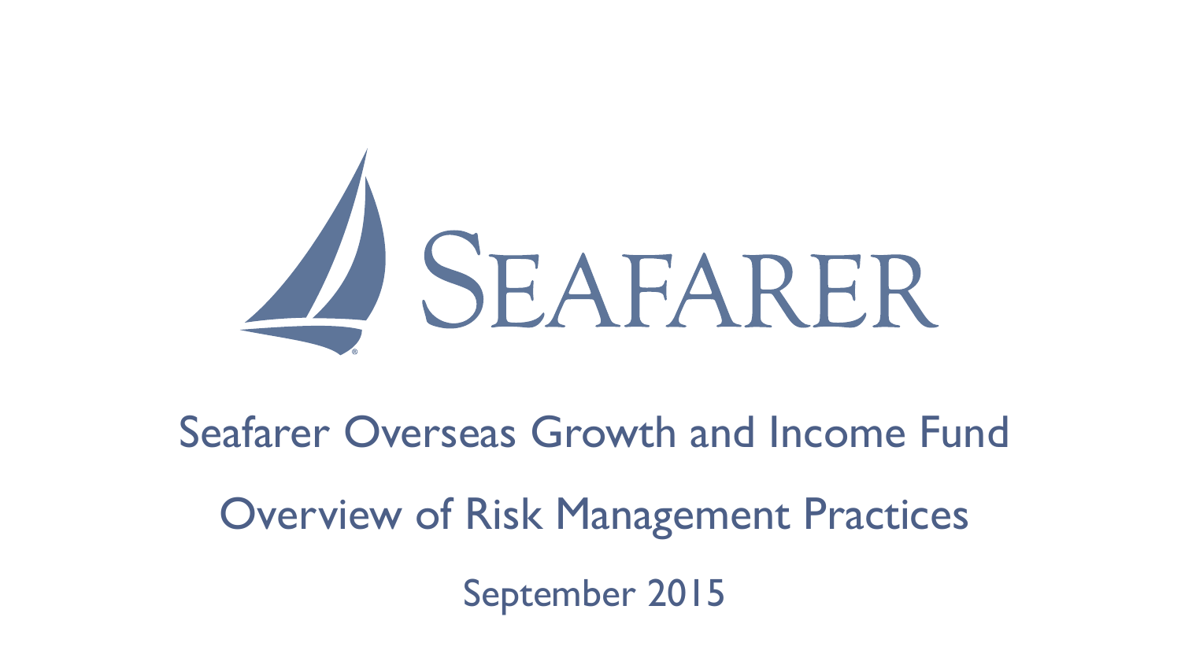# SEAFARER

## Seafarer Overseas Growth and Income Fund

## Overview of Risk Management Practices

September 2015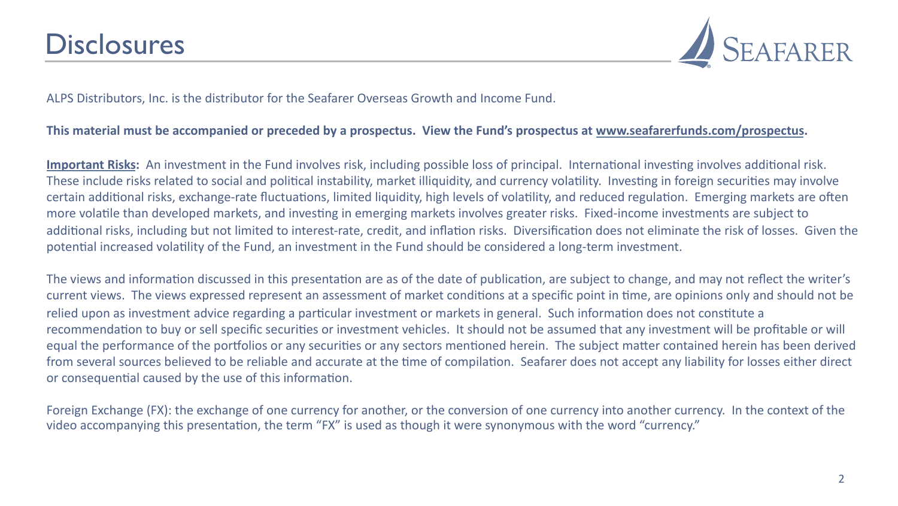# Disclosures

ALPS Distributors, Inc. is the distributor for the Seafarer Overseas Growth and Income Fund.

**This material must be accompanied or preceded by a prospectus. View the Fund's prospectus at www.seafarerfunds.com/prospectus.**

**Important Risks:** An investment in the Fund involves risk, including possible loss of principal. International investing involves additional risk. These include risks related to social and political instability, market illiquidity, and currency volatility. Investing in foreign securities may involve certain additional risks, exchange-rate fluctuations, limited liquidity, high levels of volatility, and reduced regulation. Emerging markets are often more volatile than developed markets, and investing in emerging markets involves greater risks. Fixed-income investments are subject to additional risks, including but not limited to interest-rate, credit, and inflation risks. Diversification does not eliminate the risk of losses. Given the potential increased volatility of the Fund, an investment in the Fund should be considered a long-term investment.

The views and information discussed in this presentation are as of the date of publication, are subject to change, and may not reflect the writer's current views. The views expressed represent an assessment of market conditions at a specific point in time, are opinions only and should not be relied upon as investment advice regarding a particular investment or markets in general. Such information does not constitute a recommendation to buy or sell specific securities or investment vehicles. It should not be assumed that any investment will be profitable or will equal the performance of the portfolios or any securities or any sectors mentioned herein. The subject matter contained herein has been derived from several sources believed to be reliable and accurate at the time of compilation. Seafarer does not accept any liability for losses either direct or consequential caused by the use of this information.

Foreign Exchange (FX): the exchange of one currency for another, or the conversion of one currency into another currency. In the context of the video accompanying this presentation, the term "FX" is used as though it were synonymous with the word "currency."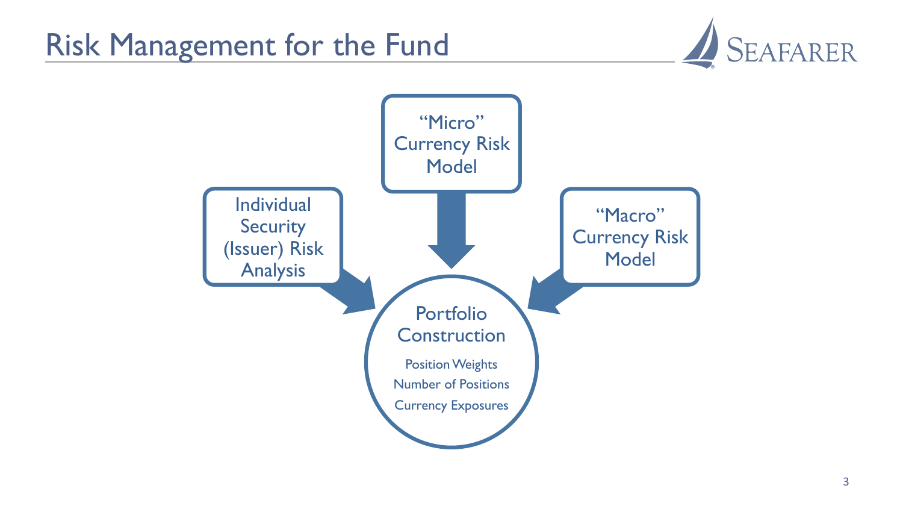# Risk Management for the Fund

“Micro” Currency Risk Model

Individual Security (Issuer) Risk Analysis

“Macro” Currency Risk Model

**Portfolio Construction**

- Position Weights
- Number of Positions
- Currency Exposures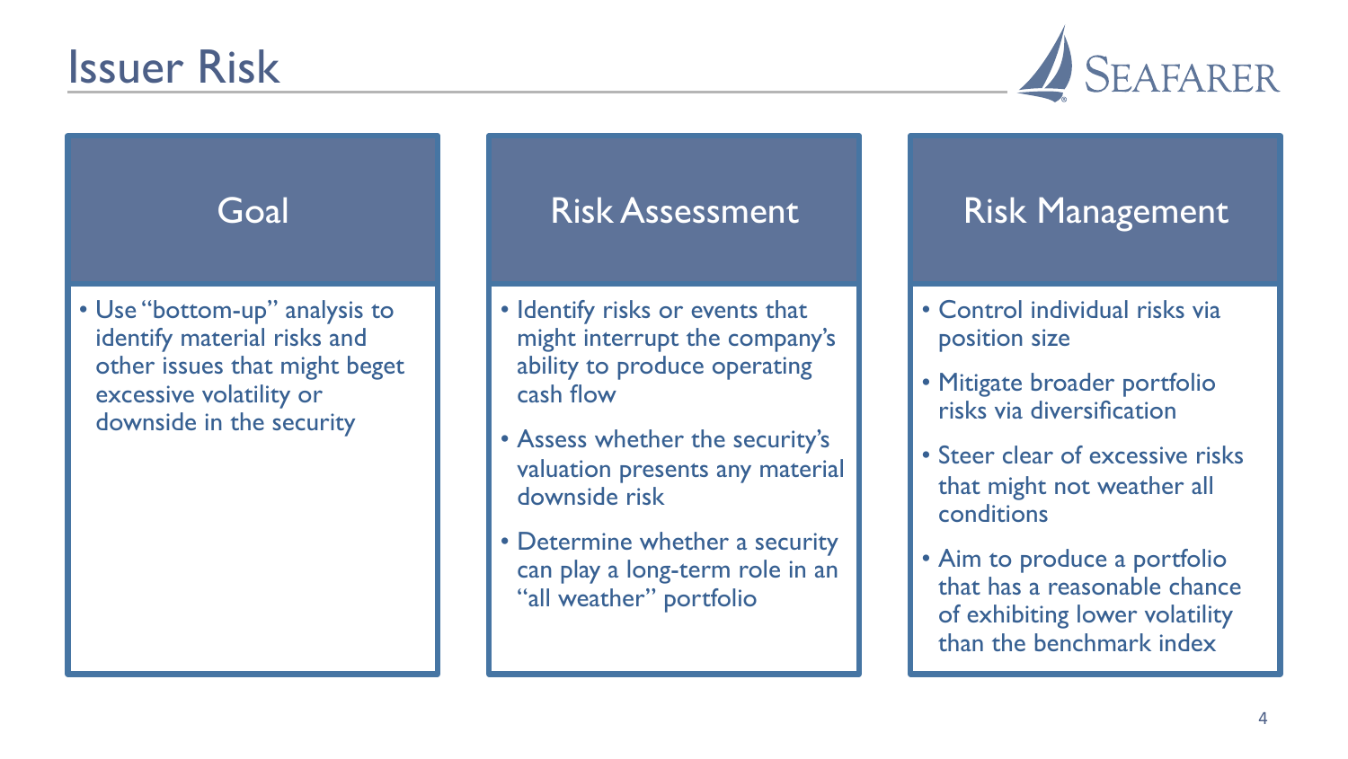# Issuer Risk

SEAFARER

## Goal

- Use "bottom-up" analysis to identify material risks and other issues that might beget excessive volatility or downside in the security

## Risk Assessment

- Identify risks or events that might interrupt the company's ability to produce operating cash flow
- Assess whether the security's valuation presents any material downside risk
- Determine whether a security can play a long-term role in an "all weather" portfolio

## Risk Management

- Control individual risks via position size
- Mitigate broader portfolio risks via diversification
- Steer clear of excessive risks that might not weather all conditions
- Aim to produce a portfolio that has a reasonable chance of exhibiting lower volatility than the benchmark index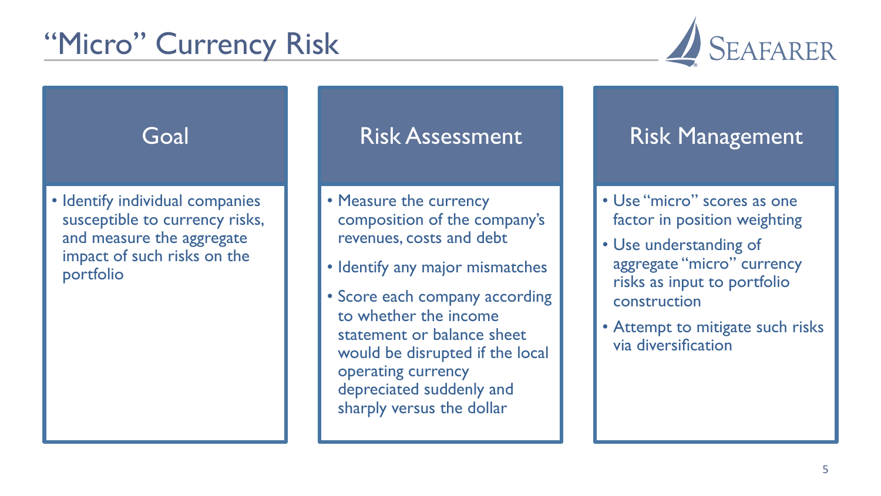# "Micro" Currency Risk

## Goal

- Identify individual companies susceptible to currency risks, and measure the aggregate impact of such risks on the portfolio

## Risk Assessment

- Measure the currency composition of the company's revenues, costs and debt
- Identify any major mismatches
- Score each company according to whether the income statement or balance sheet would be disrupted if the local operating currency depreciated suddenly and sharply versus the dollar

## Risk Management

- Use "micro" scores as one factor in position weighting
- Use understanding of aggregate "micro" currency risks as input to portfolio construction
- Attempt to mitigate such risks via diversification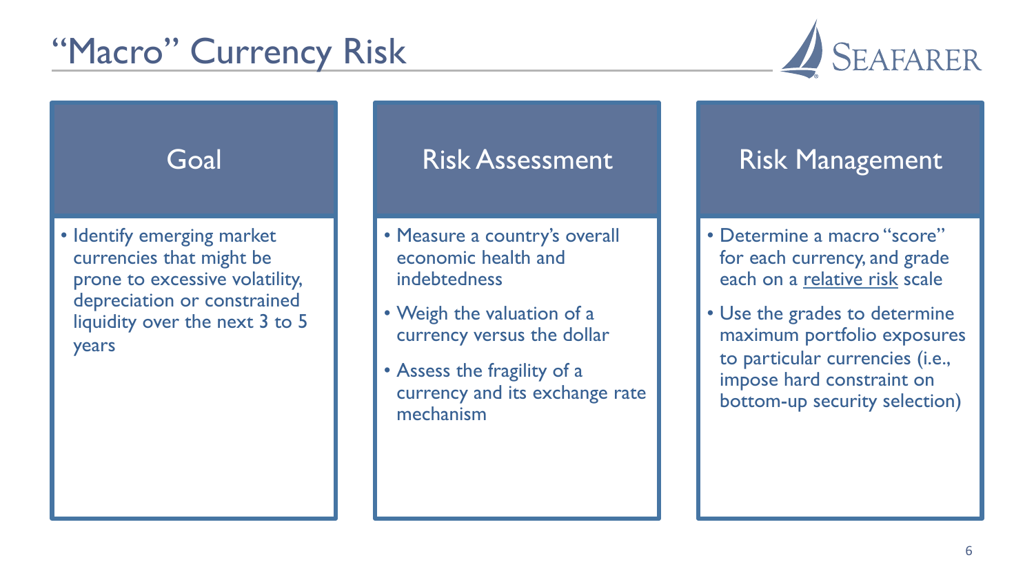# "Macro" Currency Risk

## Goal

- Identify emerging market currencies that might be prone to excessive volatility, depreciation or constrained liquidity over the next 3 to 5 years

## Risk Assessment

- Measure a country's overall economic health and indebtedness
- Weigh the valuation of a currency versus the dollar
- Assess the fragility of a currency and its exchange rate mechanism

## Risk Management

- Determine a macro "score" for each currency, and grade each on a relative risk scale
- Use the grades to determine maximum portfolio exposures to particular currencies (i.e., impose hard constraint on bottom-up security selection)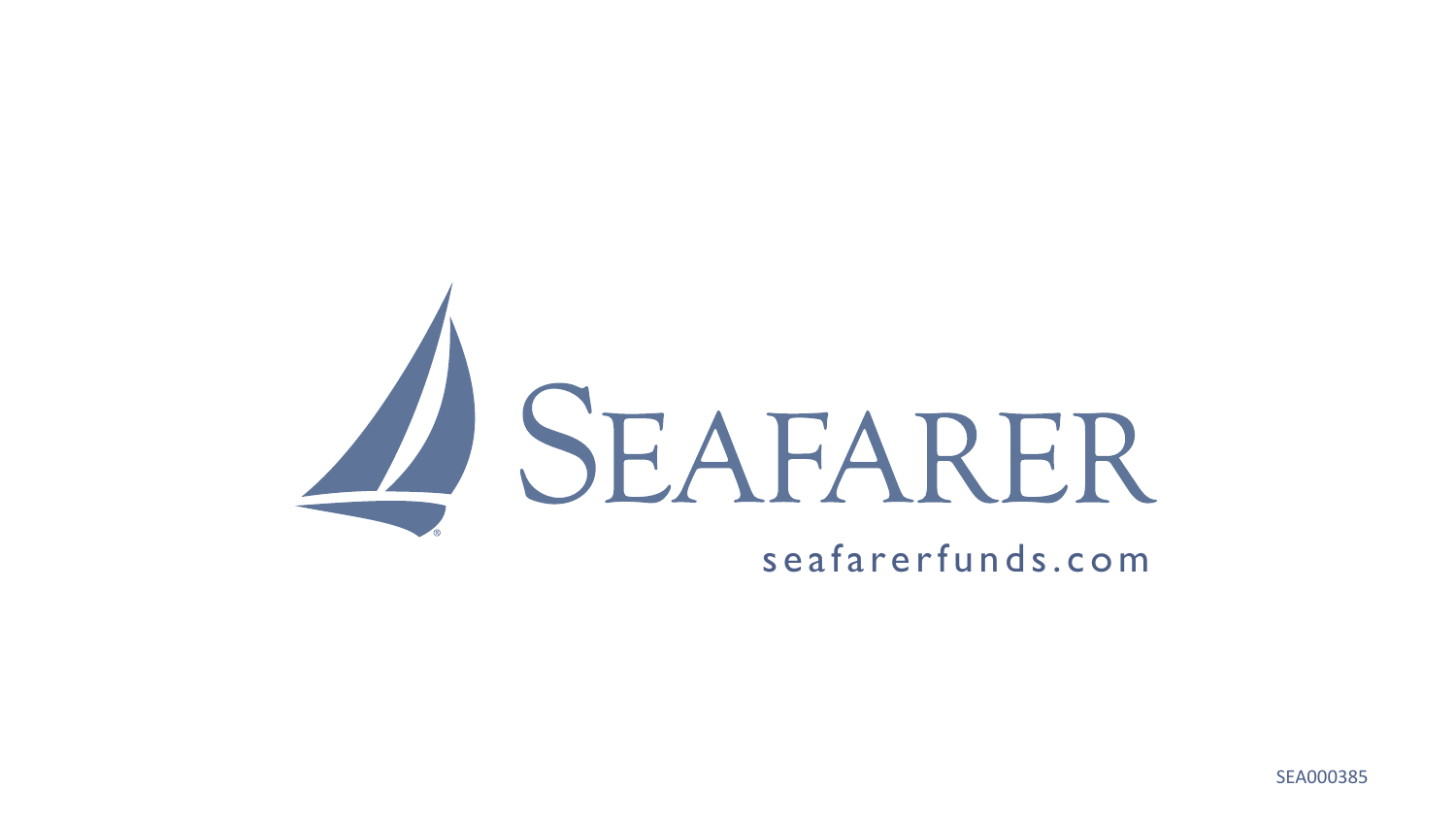SEAFARER

seafarerfunds.com

SEA000385